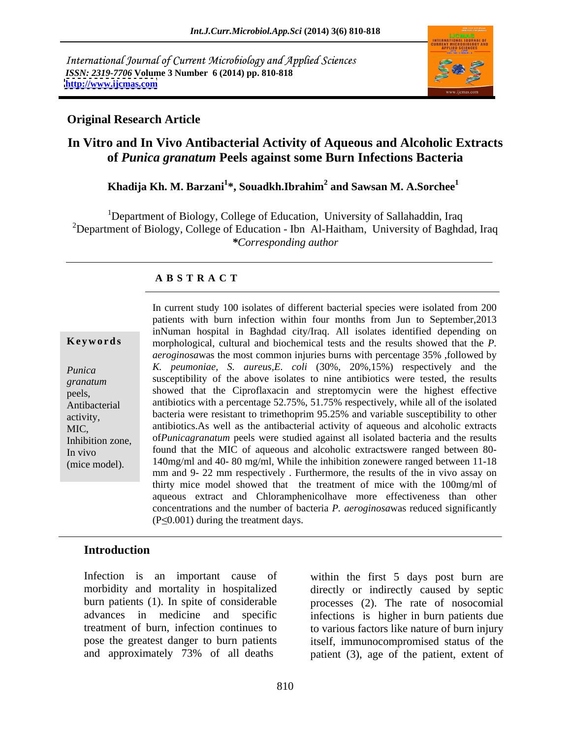International Journal of Current Microbiology and Applied Sciences
*ISSN: 2319-7706* **Volume 3 Number 6 (2014) pp. 810-818**
**http://www.ijcmas.com**

**Original Research Article**

# In Vitro and In Vivo Antibacterial Activity of Aqueous and Alcoholic Extracts of *Punica granatum* Peels against some Burn Infections Bacteria

**Khadija Kh. M. Barzani[1]*, Souadkh.Ibrahim[2] and Sawsan M. A.Sorchee[1]**

[1]Department of Biology, College of Education, University of Sallahaddin, Iraq
[2]Department of Biology, College of Education - Ibn Al-Haitham, University of Baghdad, Iraq
**Corresponding author*

## ABSTRACT

**Keywords**

*Punica granatum* peels, Antibacterial activity, MIC, Inhibition zone, In vivo (mice model).

In current study 100 isolates of different bacterial species were isolated from 200 patients with burn infection within four months from Jun to September,2013 inNuman hospital in Baghdad city/Iraq. All isolates identified depending on morphological, cultural and biochemical tests and the results showed that the *P. aeroginosa*was the most common injuries burns with percentage 35% ,followed by *K. peumoniae, S. aureus,E. coli* (30%, 20%,15%) respectively and the susceptibility of the above isolates to nine antibiotics were tested, the results showed that the Ciproflaxacin and streptomycin were the highest effective antibiotics with a percentage 52.75%, 51.75% respectively, while all of the isolated bacteria were resistant to trimethoprim 95.25% and variable susceptibility to other antibiotics.As well as the antibacterial activity of aqueous and alcoholic extracts of*Punicagranatum* peels were studied against all isolated bacteria and the results found that the MIC of aqueous and alcoholic extractswere ranged between 80-140mg/ml and 40- 80 mg/ml, While the inhibition zonewere ranged between 11-18 mm and 9- 22 mm respectively . Furthermore, the results of the in vivo assay on thirty mice model showed that the treatment of mice with the 100mg/ml of aqueous extract and Chloramphenicolhave more effectiveness than other concentrations and the number of bacteria *P. aeroginosa*was reduced significantly ($P \leq 0.001$) during the treatment days.

## Introduction

Infection is an important cause of morbidity and mortality in hospitalized burn patients (1). In spite of considerable advances in medicine and specific treatment of burn, infection continues to pose the greatest danger to burn patients and approximately 73% of all deaths within the first 5 days post burn are directly or indirectly caused by septic processes (2). The rate of nosocomial infections is higher in burn patients due to various factors like nature of burn injury itself, immunocompromised status of the patient (3), age of the patient, extent of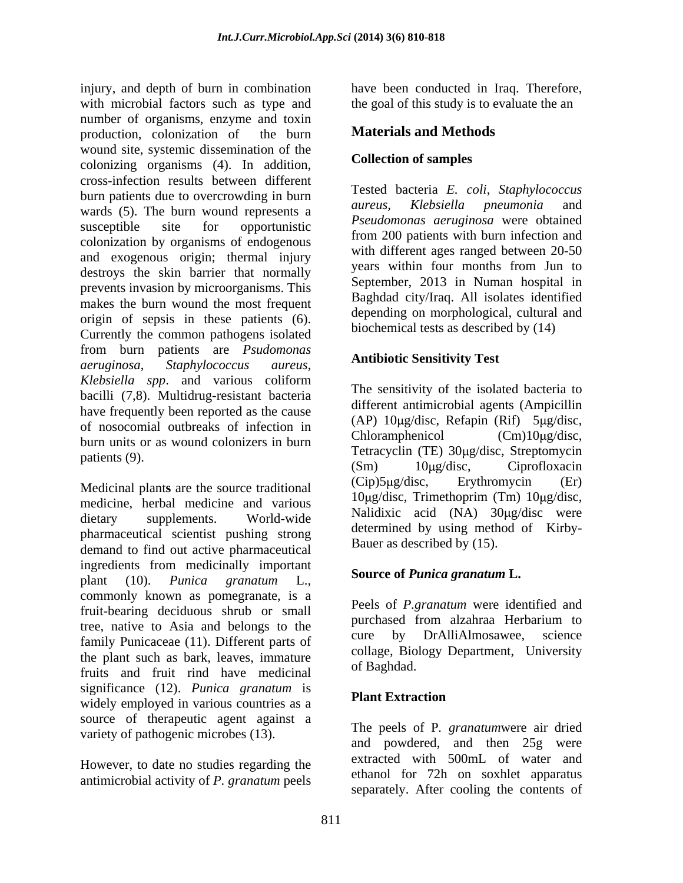injury, and depth of burn in combination with microbial factors such as type and number of organisms, enzyme and toxin production, colonization of the burn wound site, systemic dissemination of the colonizing organisms (4). In addition, cross-infection results between different burn patients due to overcrowding in burn wards (5). The burn wound represents a susceptible site for opportunistic colonization by organisms of endogenous and exogenous origin; thermal injury destroys the skin barrier that normally prevents invasion by microorganisms. This makes the burn wound the most frequent origin of sepsis in these patients (6). Currently the common pathogens isolated from burn patients are *Psudomonas aeruginosa*, *Staphylococcus aureus*, *Klebsiella spp*. and various coliform bacilli (7,8). Multidrug-resistant bacteria have frequently been reported as the cause of nosocomial outbreaks of infection in burn units or as wound colonizers in burn patients (9).

Medicinal plant**s** are the source traditional medicine, herbal medicine and various dietary supplements. World-wide pharmaceutical scientist pushing strong demand to find out active pharmaceutical ingredients from medicinally important plant (10). *Punica granatum* L., commonly known as pomegranate, is a fruit-bearing deciduous shrub or small tree, native to Asia and belongs to the family Punicaceae (11). Different parts of the plant such as bark, leaves, immature fruits and fruit rind have medicinal significance (12). *Punica granatum* is widely employed in various countries as a source of therapeutic agent against a variety of pathogenic microbes (13).

However, to date no studies regarding the antimicrobial activity of *P. granatum* peels have been conducted in Iraq. Therefore, the goal of this study is to evaluate the an

## Materials and Methods

### Collection of samples

Tested bacteria *E. coli*, *Staphylococcus aureus, Klebsiella pneumonia* and *Pseudomonas aeruginosa* were obtained from 200 patients with burn infection and with different ages ranged between 20-50 years within four months from Jun to September, 2013 in Numan hospital in Baghdad city/Iraq. All isolates identified depending on morphological, cultural and biochemical tests as described by (14)

### Antibiotic Sensitivity Test

The sensitivity of the isolated bacteria to different antimicrobial agents (Ampicillin (AP) 10μg/disc, Refapin (Rif) 5μg/disc, Chloramphenicol (Cm)10μg/disc, Tetracyclin (TE) 30μg/disc, Streptomycin (Sm) 10μg/disc, Ciprofloxacin (Cip)5μg/disc, Erythromycin (Er) 10μg/disc, Trimethoprim (Tm) 10μg/disc, Nalidixic acid (NA) 30μg/disc were determined by using method of Kirby-Bauer as described by (15).

### Source of *Punica granatum* L.

Peels of *P.granatum* were identified and purchased from alzahraa Herbarium to cure by DrAlliAlmosawee, science collage, Biology Department, University of Baghdad.

### Plant Extraction

The peels of P. *granatum*were air dried and powdered, and then 25g were extracted with 500mL of water and ethanol for 72h on soxhlet apparatus separately. After cooling the contents of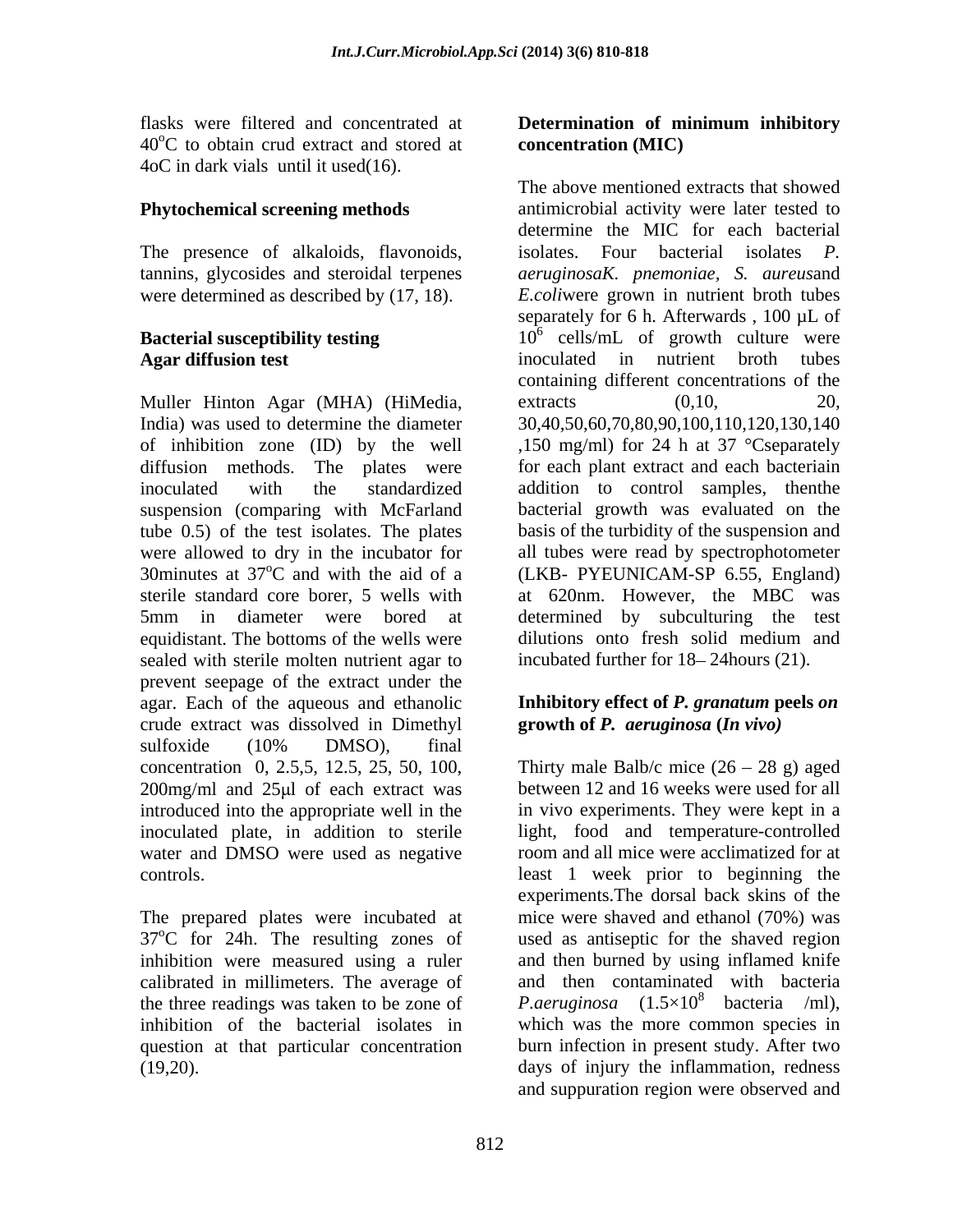flasks were filtered and concentrated at 40$^o$C to obtain crud extract and stored at 4oC in dark vials until it used(16).

**Phytochemical screening methods**

The presence of alkaloids, flavonoids, tannins, glycosides and steroidal terpenes were determined as described by (17, 18).

**Bacterial susceptibility testing**
**Agar diffusion test**

Muller Hinton Agar (MHA) (HiMedia, India) was used to determine the diameter of inhibition zone (ID) by the well diffusion methods. The plates were inoculated with the standardized suspension (comparing with McFarland tube 0.5) of the test isolates. The plates were allowed to dry in the incubator for 30minutes at 37$^o$C and with the aid of a sterile standard core borer, 5 wells with 5mm in diameter were bored at equidistant. The bottoms of the wells were sealed with sterile molten nutrient agar to prevent seepage of the extract under the agar. Each of the aqueous and ethanolic crude extract was dissolved in Dimethyl sulfoxide (10% DMSO), final concentration 0, 2.5,5, 12.5, 25, 50, 100, 200mg/ml and 25μl of each extract was introduced into the appropriate well in the inoculated plate, in addition to sterile water and DMSO were used as negative controls.

The prepared plates were incubated at 37$^o$C for 24h. The resulting zones of inhibition were measured using a ruler calibrated in millimeters. The average of the three readings was taken to be zone of inhibition of the bacterial isolates in question at that particular concentration (19,20).

**Determination of minimum inhibitory concentration (MIC)**

The above mentioned extracts that showed antimicrobial activity were later tested to determine the MIC for each bacterial isolates. Four bacterial isolates *P. aeruginosaK. pnemoniae*, *S. aureus*and *E.coli*were grown in nutrient broth tubes separately for 6 h. Afterwards , 100 µL of $10^6$ cells/mL of growth culture were inoculated in nutrient broth tubes containing different concentrations of the extracts (0,10, 20, 30,40,50,60,70,80,90,100,110,120,130,140 ,150 mg/ml) for 24 h at 37 °Cseparately for each plant extract and each bacteriain addition to control samples, thenthe bacterial growth was evaluated on the basis of the turbidity of the suspension and all tubes were read by spectrophotometer (LKB- PYEUNICAM-SP 6.55, England) at 620nm. However, the MBC was determined by subculturing the test dilutions onto fresh solid medium and incubated further for 18– 24hours (21).

**Inhibitory effect of *P. granatum* peels *on* growth of *P. aeruginosa* (*In vivo)***

Thirty male Balb/c mice (26 – 28 g) aged between 12 and 16 weeks were used for all in vivo experiments. They were kept in a light, food and temperature-controlled room and all mice were acclimatized for at least 1 week prior to beginning the experiments.The dorsal back skins of the mice were shaved and ethanol (70%) was used as antiseptic for the shaved region and then burned by using inflamed knife and then contaminated with bacteria *P.aeruginosa* ($1.5 \times 10^8$ bacteria /ml), which was the more common species in burn infection in present study. After two days of injury the inflammation, redness and suppuration region were observed and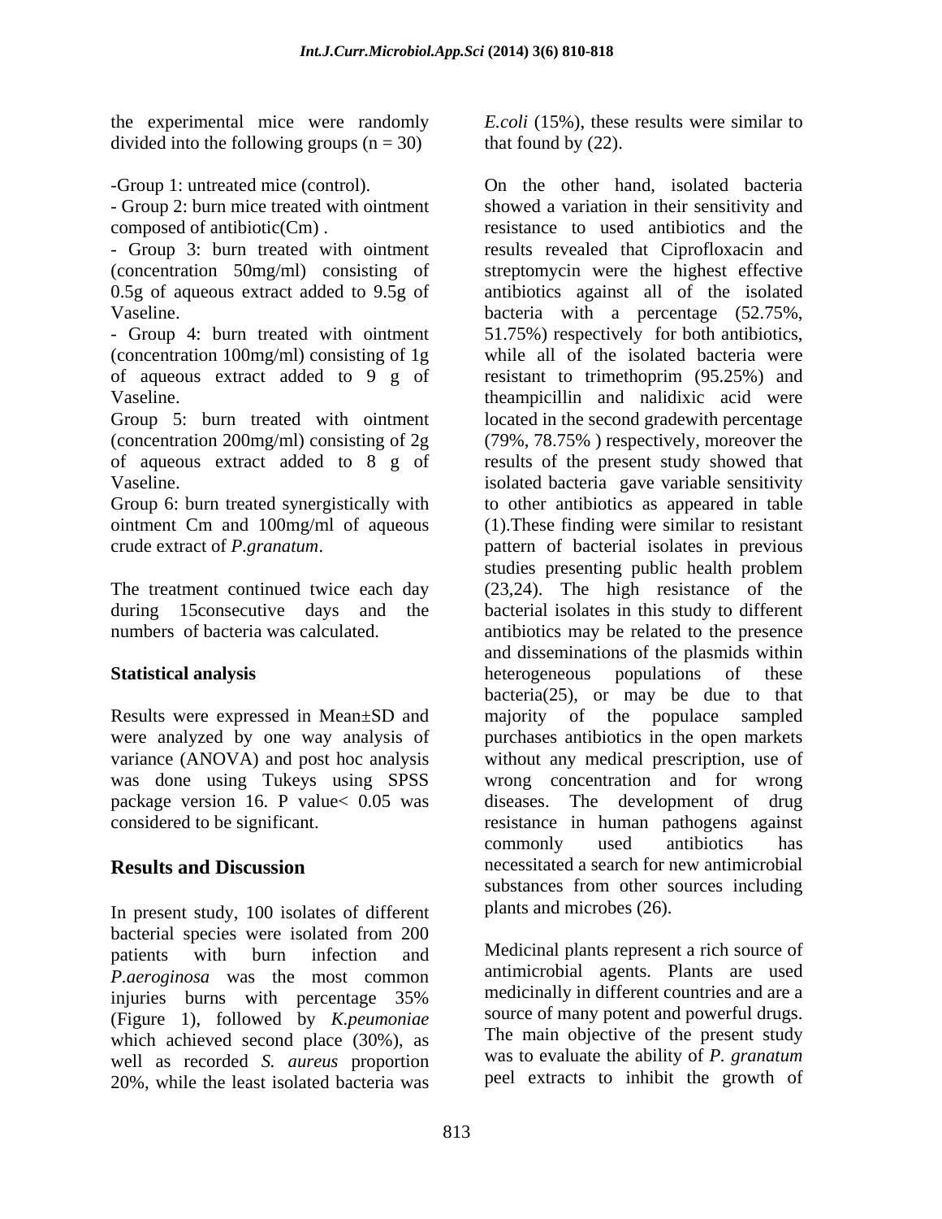the experimental mice were randomly divided into the following groups (n = 30)

-Group 1: untreated mice (control).

- Group 2: burn mice treated with ointment composed of antibiotic(Cm) .

- Group 3: burn treated with ointment (concentration 50mg/ml) consisting of 0.5g of aqueous extract added to 9.5g of Vaseline.

- Group 4: burn treated with ointment (concentration 100mg/ml) consisting of 1g of aqueous extract added to 9 g of Vaseline.

Group 5: burn treated with ointment (concentration 200mg/ml) consisting of 2g of aqueous extract added to 8 g of Vaseline.

Group 6: burn treated synergistically with ointment Cm and 100mg/ml of aqueous crude extract of *P.granatum*.

The treatment continued twice each day during 15consecutive days and the numbers of bacteria was calculated.

**Statistical analysis**

Results were expressed in Mean±SD and were analyzed by one way analysis of variance (ANOVA) and post hoc analysis was done using Tukeys using SPSS package version 16. P value< 0.05 was considered to be significant.

## Results and Discussion

In present study, 100 isolates of different bacterial species were isolated from 200 patients with burn infection and *P.aeroginosa* was the most common injuries burns with percentage 35% (Figure 1), followed by *K.peumoniae* which achieved second place (30%), as well as recorded *S. aureus* proportion 20%, while the least isolated bacteria was *E.coli* (15%), these results were similar to that found by (22).

On the other hand, isolated bacteria showed a variation in their sensitivity and resistance to used antibiotics and the results revealed that Ciprofloxacin and streptomycin were the highest effective antibiotics against all of the isolated bacteria with a percentage (52.75%, 51.75%) respectively for both antibiotics, while all of the isolated bacteria were resistant to trimethoprim (95.25%) and theampicillin and nalidixic acid were located in the second gradewith percentage (79%, 78.75% ) respectively, moreover the results of the present study showed that isolated bacteria gave variable sensitivity to other antibiotics as appeared in table (1).These finding were similar to resistant pattern of bacterial isolates in previous studies presenting public health problem (23,24). The high resistance of the bacterial isolates in this study to different antibiotics may be related to the presence and disseminations of the plasmids within heterogeneous populations of these bacteria(25), or may be due to that majority of the populace sampled purchases antibiotics in the open markets without any medical prescription, use of wrong concentration and for wrong diseases. The development of drug resistance in human pathogens against commonly used antibiotics has necessitated a search for new antimicrobial substances from other sources including plants and microbes (26).

Medicinal plants represent a rich source of antimicrobial agents. Plants are used medicinally in different countries and are a source of many potent and powerful drugs. The main objective of the present study was to evaluate the ability of *P. granatum* peel extracts to inhibit the growth of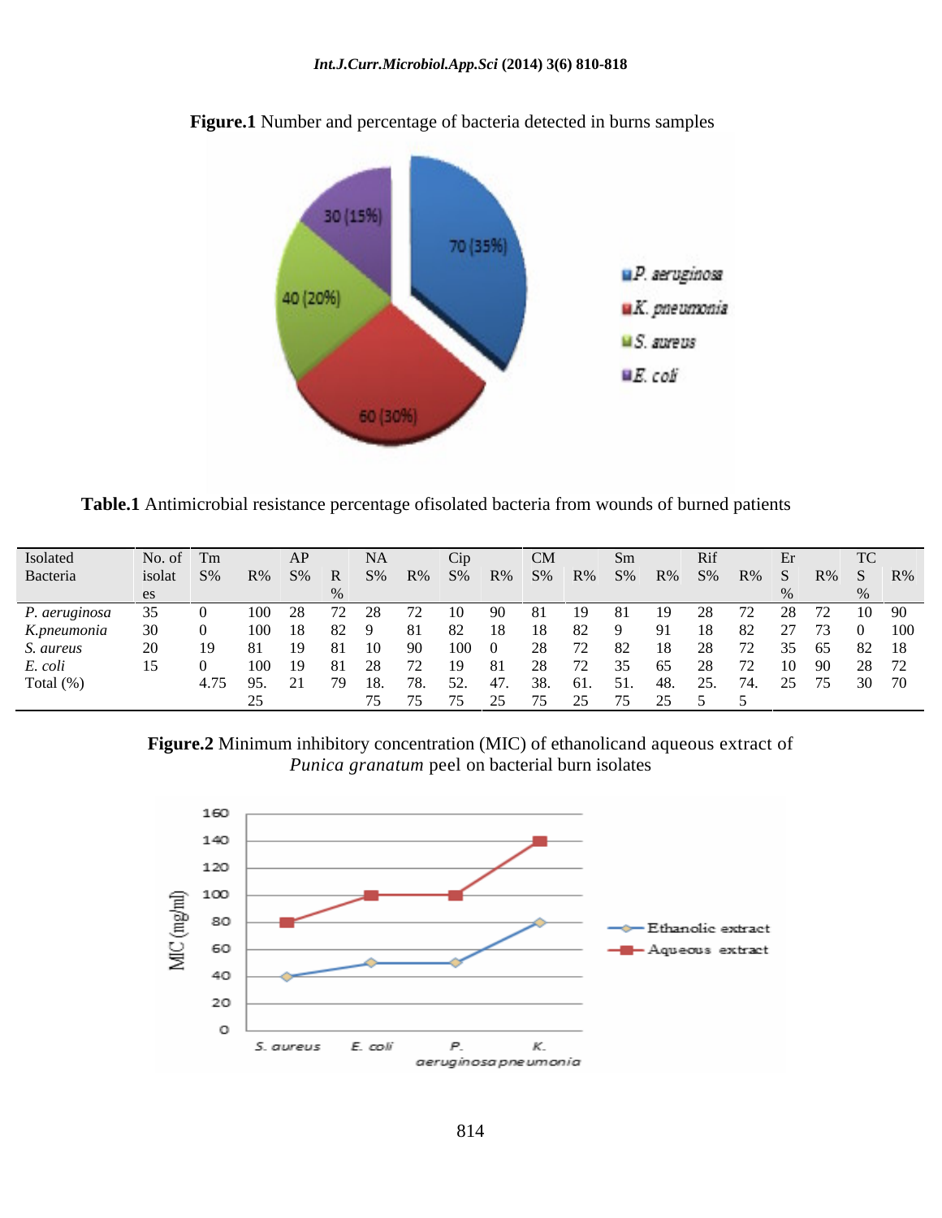**Figure.1** Number and percentage of bacteria detected in burns samples

**Table.1** Antimicrobial resistance percentage ofisolated bacteria from wounds of burned patients

| Isolated Bacteria | No. of isolates | Tm S% | Tm R% | AP S% | AP R% | NA S% | NA R% | Cip S% | Cip R% | CM S% | CM R% | Sm S% | Sm R% | Rif S% | Rif R% | Er S% | Er R% | TC S% | TC R% |
|---|---|---|---|---|---|---|---|---|---|---|---|---|---|---|---|---|---|---|---|
| *P. aeruginosa* | 35 | 0 | 100 | 28 | 72 | 28 | 72 | 10 | 90 | 81 | 19 | 81 | 19 | 28 | 72 | 28 | 72 | 10 | 90 |
| *K.pneumonia* | 30 | 0 | 100 | 18 | 82 | 9 | 81 | 82 | 18 | 18 | 82 | 9 | 91 | 18 | 82 | 27 | 73 | 0 | 100 |
| *S. aureus* | 20 | 19 | 81 | 19 | 81 | 10 | 90 | 100 | 0 | 28 | 72 | 82 | 18 | 28 | 72 | 35 | 65 | 82 | 18 |
| *E. coli* | 15 | 0 | 100 | 19 | 81 | 28 | 72 | 19 | 81 | 28 | 72 | 35 | 65 | 28 | 72 | 10 | 90 | 28 | 72 |
| Total (%) | | 4.75 | 95.25 | 21 | 79 | 18.75 | 78.75 | 52.75 | 47.25 | 38.75 | 61.25 | 51.75 | 48.25 | 25.5 | 74.5 | 25 | 75 | 30 | 70 |

**Figure.2** Minimum inhibitory concentration (MIC) of ethanolicand aqueous extract of *Punica granatum* peel on bacterial burn isolates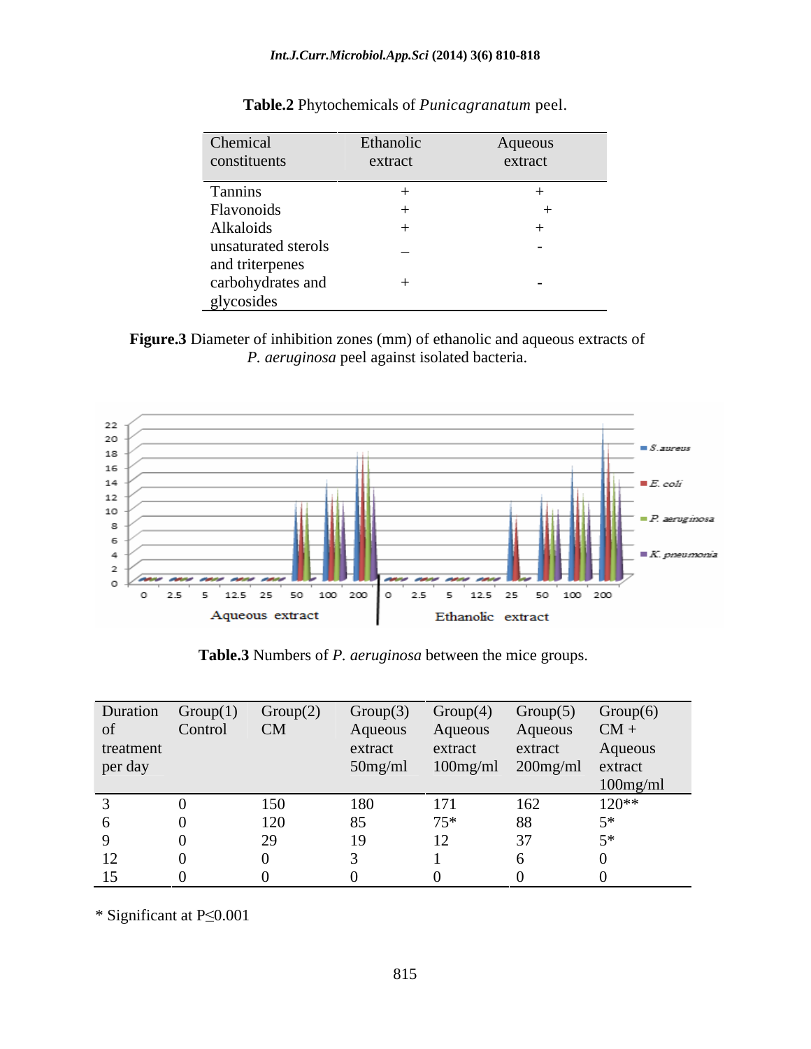**Table.2** Phytochemicals of *Punicagranatum* peel.

| Chemical constituents | Ethanolic extract | Aqueous extract |
|---|---|---|
| Tannins | + | + |
| Flavonoids | + | + |
| Alkaloids | + | + |
| unsaturated sterols and triterpenes | _ | - |
| carbohydrates and glycosides | + | - |

**Figure.3** Diameter of inhibition zones (mm) of ethanolic and aqueous extracts of *P. aeruginosa* peel against isolated bacteria.

**Table.3** Numbers of *P. aeruginosa* between the mice groups.

| Duration of treatment per day | Group(1) Control | Group(2) CM | Group(3) Aqueous extract 50mg/ml | Group(4) Aqueous extract 100mg/ml | Group(5) Aqueous extract 200mg/ml | Group(6) CM + Aqueous extract 100mg/ml |
|---|---|---|---|---|---|---|
| 3 | 0 | 150 | 180 | 171 | 162 | 120** |
| 6 | 0 | 120 | 85 | 75* | 88 | 5* |
| 9 | 0 | 29 | 19 | 12 | 37 | 5* |
| 12 | 0 | 0 | 3 | 1 | 6 | 0 |
| 15 | 0 | 0 | 0 | 0 | 0 | 0 |

* Significant at $P \leq 0.001$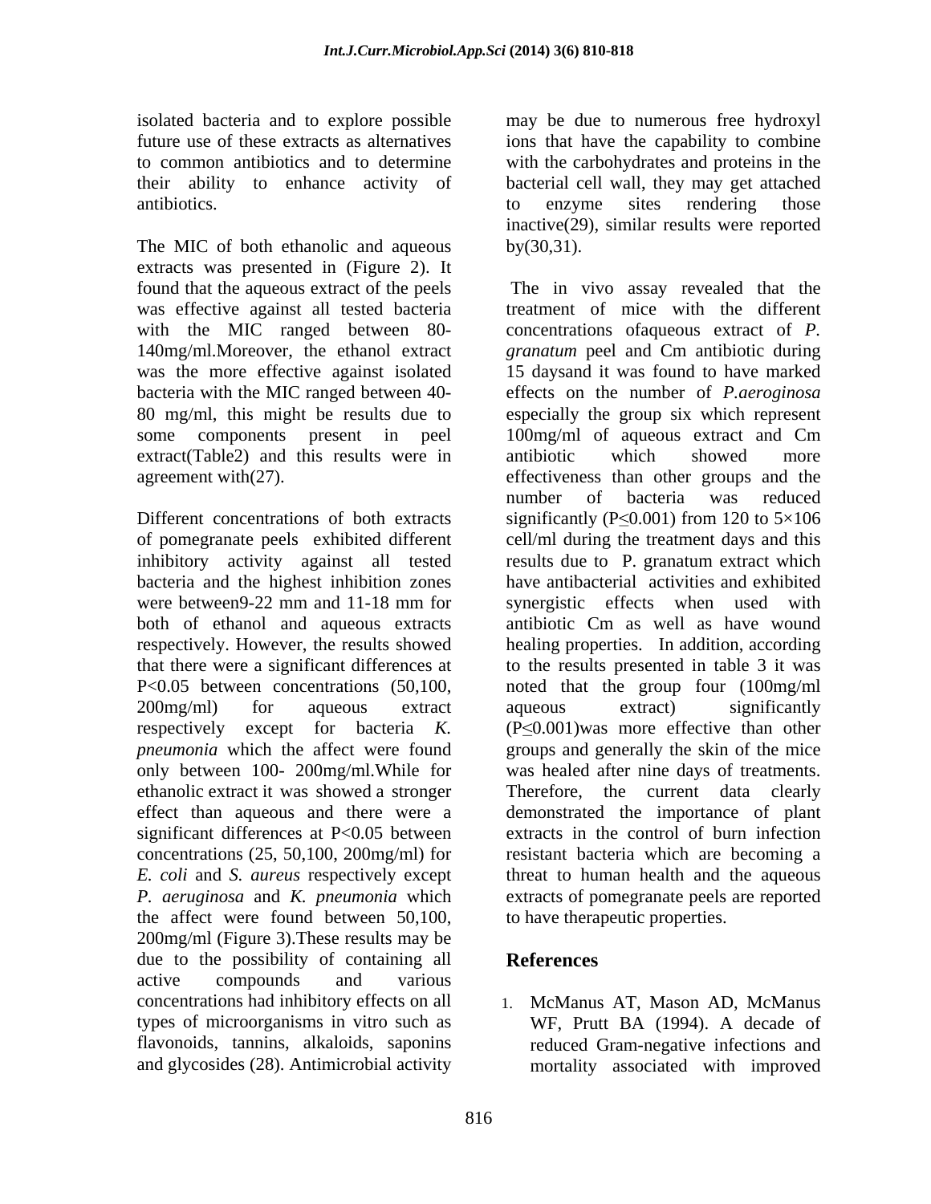isolated bacteria and to explore possible future use of these extracts as alternatives to common antibiotics and to determine their ability to enhance activity of antibiotics.

The MIC of both ethanolic and aqueous extracts was presented in (Figure 2). It found that the aqueous extract of the peels was effective against all tested bacteria with the MIC ranged between 80-140mg/ml.Moreover, the ethanol extract was the more effective against isolated bacteria with the MIC ranged between 40-80 mg/ml, this might be results due to some components present in peel extract(Table2) and this results were in agreement with(27).

Different concentrations of both extracts of pomegranate peels exhibited different inhibitory activity against all tested bacteria and the highest inhibition zones were between9-22 mm and 11-18 mm for both of ethanol and aqueous extracts respectively. However, the results showed that there were a significant differences at $P<0.05$ between concentrations (50,100, 200mg/ml) for aqueous extract respectively except for bacteria *K. pneumonia* which the affect were found only between 100- 200mg/ml.While for ethanolic extract it was showed a stronger effect than aqueous and there were a significant differences at $P<0.05$ between concentrations (25, 50,100, 200mg/ml) for *E. coli* and *S. aureus* respectively except *P. aeruginosa* and *K. pneumonia* which the affect were found between 50,100, 200mg/ml (Figure 3).These results may be due to the possibility of containing all active compounds and various concentrations had inhibitory effects on all types of microorganisms in vitro such as flavonoids, tannins, alkaloids, saponins and glycosides (28). Antimicrobial activity may be due to numerous free hydroxyl ions that have the capability to combine with the carbohydrates and proteins in the bacterial cell wall, they may get attached to enzyme sites rendering those inactive(29), similar results were reported by(30,31).

The in vivo assay revealed that the treatment of mice with the different concentrations ofaqueous extract of *P. granatum* peel and Cm antibiotic during 15 daysand it was found to have marked effects on the number of *P.aeroginosa* especially the group six which represent 100mg/ml of aqueous extract and Cm antibiotic which showed more effectiveness than other groups and the number of bacteria was reduced significantly ($P\leq0.001$) from 120 to $5\times106$ cell/ml during the treatment days and this results due to P. granatum extract which have antibacterial activities and exhibited synergistic effects when used with antibiotic Cm as well as have wound healing properties. In addition, according to the results presented in table 3 it was noted that the group four (100mg/ml aqueous extract) significantly ($P\leq0.001$)was more effective than other groups and generally the skin of the mice was healed after nine days of treatments. Therefore, the current data clearly demonstrated the importance of plant extracts in the control of burn infection resistant bacteria which are becoming a threat to human health and the aqueous extracts of pomegranate peels are reported to have therapeutic properties.

## References

1. McManus AT, Mason AD, McManus WF, Prutt BA (1994). A decade of reduced Gram-negative infections and mortality associated with improved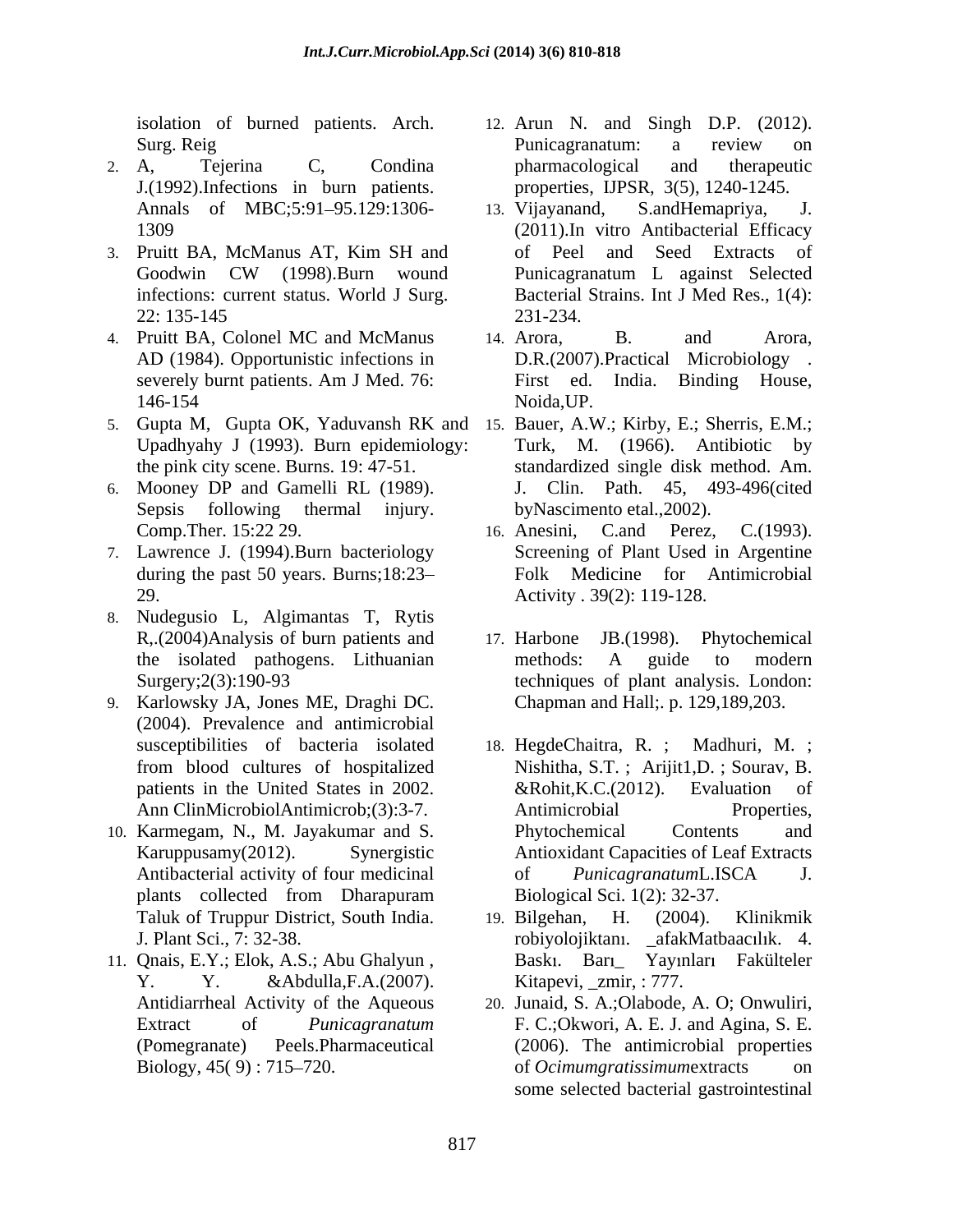isolation of burned patients. Arch. Surg. Reig

2. A, Tejerina C, Condina J.(1992).Infections in burn patients. Annals of MBC;5:91–95.129:1306-1309
3. Pruitt BA, McManus AT, Kim SH and Goodwin CW (1998).Burn wound infections: current status. World J Surg. 22: 135-145
4. Pruitt BA, Colonel MC and McManus AD (1984). Opportunistic infections in severely burnt patients. Am J Med. 76: 146-154
5. Gupta M, Gupta OK, Yaduvansh RK and Upadhyahy J (1993). Burn epidemiology: the pink city scene. Burns. 19: 47-51.
6. Mooney DP and Gamelli RL (1989). Sepsis following thermal injury. Comp.Ther. 15:22 29.
7. Lawrence J. (1994).Burn bacteriology during the past 50 years. Burns;18:23–29.
8. Nudegusio L, Algimantas T, Rytis R,.(2004)Analysis of burn patients and the isolated pathogens. Lithuanian Surgery;2(3):190-93
9. Karlowsky JA, Jones ME, Draghi DC. (2004). Prevalence and antimicrobial susceptibilities of bacteria isolated from blood cultures of hospitalized patients in the United States in 2002. Ann ClinMicrobiolAntimicrob;(3):3-7.
10. Karmegam, N., M. Jayakumar and S. Karuppusamy(2012). Synergistic Antibacterial activity of four medicinal plants collected from Dharapuram Taluk of Truppur District, South India. J. Plant Sci., 7: 32-38.
11. Qnais, E.Y.; Elok, A.S.; Abu Ghalyun , Y. Y. &Abdulla,F.A.(2007). Antidiarrheal Activity of the Aqueous Extract of *Punicagranatum* (Pomegranate) Peels.Pharmaceutical Biology, 45( 9) : 715–720.
12. Arun N. and Singh D.P. (2012). Punicagranatum: a review on pharmacological and therapeutic properties, IJPSR, 3(5), 1240-1245.
13. Vijayanand, S.andHemapriya, J. (2011).In vitro Antibacterial Efficacy of Peel and Seed Extracts of Punicagranatum L against Selected Bacterial Strains. Int J Med Res., 1(4): 231-234.
14. Arora, B. and Arora, D.R.(2007).Practical Microbiology . First ed. India. Binding House, Noida,UP.
15. Bauer, A.W.; Kirby, E.; Sherris, E.M.; Turk, M. (1966). Antibiotic by standardized single disk method. Am. J. Clin. Path. 45, 493-496(cited byNascimento etal.,2002).
16. Anesini, C.and Perez, C.(1993). Screening of Plant Used in Argentine Folk Medicine for Antimicrobial Activity . 39(2): 119-128.
17. Harbone JB.(1998). Phytochemical methods: A guide to modern techniques of plant analysis. London: Chapman and Hall;. p. 129,189,203.
18. HegdeChaitra, R. ; Madhuri, M. ; Nishitha, S.T. ; Arijit1,D. ; Sourav, B. &Rohit,K.C.(2012). Evaluation of Antimicrobial Properties, Phytochemical Contents and Antioxidant Capacities of Leaf Extracts of *Punicagranatum*L.ISCA J. Biological Sci. 1(2): 32-37.
19. Bilgehan, H. (2004). Klinikmik robiyolojiktanı. _afakMatbaacılık. 4. Baskı. Barı_ Yayınları Fakülteler Kitapevi, _zmir, : 777.
20. Junaid, S. A.;Olabode, A. O; Onwuliri, F. C.;Okwori, A. E. J. and Agina, S. E. (2006). The antimicrobial properties of *Ocimumgratissimum*extracts on some selected bacterial gastrointestinal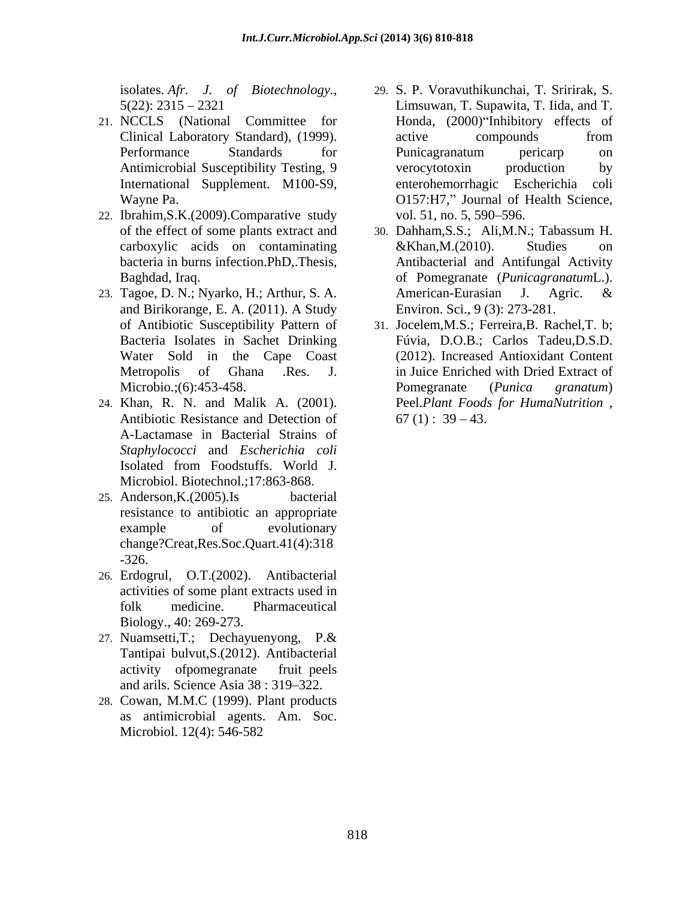isolates. *Afr. J. of Biotechnology.*, 5(22): 2315 – 2321

21. NCCLS (National Committee for Clinical Laboratory Standard), (1999). Performance Standards for Antimicrobial Susceptibility Testing, 9 International Supplement. M100-S9, Wayne Pa.
22. Ibrahim,S.K.(2009).Comparative study of the effect of some plants extract and carboxylic acids on contaminating bacteria in burns infection.PhD,.Thesis, Baghdad, Iraq.
23. Tagoe, D. N.; Nyarko, H.; Arthur, S. A. and Birikorange, E. A. (2011). A Study of Antibiotic Susceptibility Pattern of Bacteria Isolates in Sachet Drinking Water Sold in the Cape Coast Metropolis of Ghana .Res. J. Microbio.;(6):453-458.
24. Khan, R. N. and Malik A. (2001). Antibiotic Resistance and Detection of A-Lactamase in Bacterial Strains of *Staphylococci* and *Escherichia coli* Isolated from Foodstuffs. World J. Microbiol. Biotechnol.;17:863-868.
25. Anderson,K.(2005).Is bacterial resistance to antibiotic an appropriate example of evolutionary change?Creat,Res.Soc.Quart.41(4):318-326.
26. Erdogrul, O.T.(2002). Antibacterial activities of some plant extracts used in folk medicine. Pharmaceutical Biology., 40: 269-273.
27. Nuamsetti,T.; Dechayuenyong, P.& Tantipai bulvut,S.(2012). Antibacterial activity ofpomegranate fruit peels and arils. Science Asia 38 : 319–322.
28. Cowan, M.M.C (1999). Plant products as antimicrobial agents. Am. Soc. Microbiol. 12(4): 546-582
29. S. P. Voravuthikunchai, T. Sririrak, S. Limsuwan, T. Supawita, T. Iida, and T. Honda, (2000)"Inhibitory effects of active compounds from Punicagranatum pericarp on verocytotoxin production by enterohemorrhagic Escherichia coli O157:H7," Journal of Health Science, vol. 51, no. 5, 590–596.
30. Dahham,S.S.; Ali,M.N.; Tabassum H. &Khan,M.(2010). Studies on Antibacterial and Antifungal Activity of Pomegranate (*Punicagranatum*L.). American-Eurasian J. Agric. & Environ. Sci., 9 (3): 273-281.
31. Jocelem,M.S.; Ferreira,B. Rachel,T. b; Fúvia, D.O.B.; Carlos Tadeu,D.S.D. (2012). Increased Antioxidant Content in Juice Enriched with Dried Extract of Pomegranate (*Punica granatum*) Peel.*Plant Foods for HumaNutrition* , 67 (1) : 39 – 43.